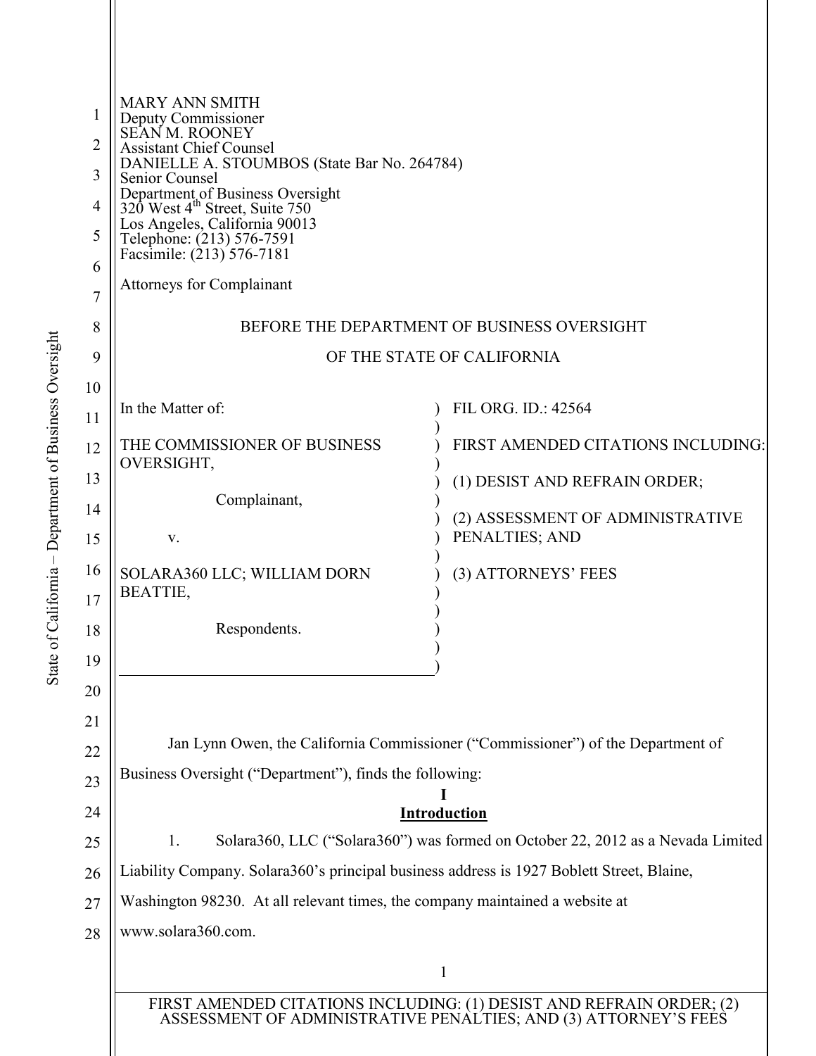MARY ANN SMITH
Deputy Commissioner
SEAN M. ROONEY
Assistant Chief Counsel
DANIELLE A. STOUMBOS (State Bar No. 264784)
Senior Counsel
Department of Business Oversight
320 West 4th Street, Suite 750
Los Angeles, California 90013
Telephone: (213) 576-7591
Facsimile: (213) 576-7181

Attorneys for Complainant

BEFORE THE DEPARTMENT OF BUSINESS OVERSIGHT

OF THE STATE OF CALIFORNIA

| | |
|---|---|
| In the Matter of:<br><br>THE COMMISSIONER OF BUSINESS OVERSIGHT,<br><br>Complainant,<br><br>v.<br><br>SOLARA360 LLC; WILLIAM DORN BEATTIE,<br><br>Respondents. | FIL ORG. ID.: 42564<br><br>FIRST AMENDED CITATIONS INCLUDING:<br><br>(1) DESIST AND REFRAIN ORDER;<br><br>(2) ASSESSMENT OF ADMINISTRATIVE PENALTIES; AND<br><br>(3) ATTORNEYS' FEES |

Jan Lynn Owen, the California Commissioner ("Commissioner") of the Department of Business Oversight ("Department"), finds the following:

## I
## Introduction

1. Solara360, LLC ("Solara360") was formed on October 22, 2012 as a Nevada Limited Liability Company. Solara360's principal business address is 1927 Boblett Street, Blaine, Washington 98230. At all relevant times, the company maintained a website at www.solara360.com.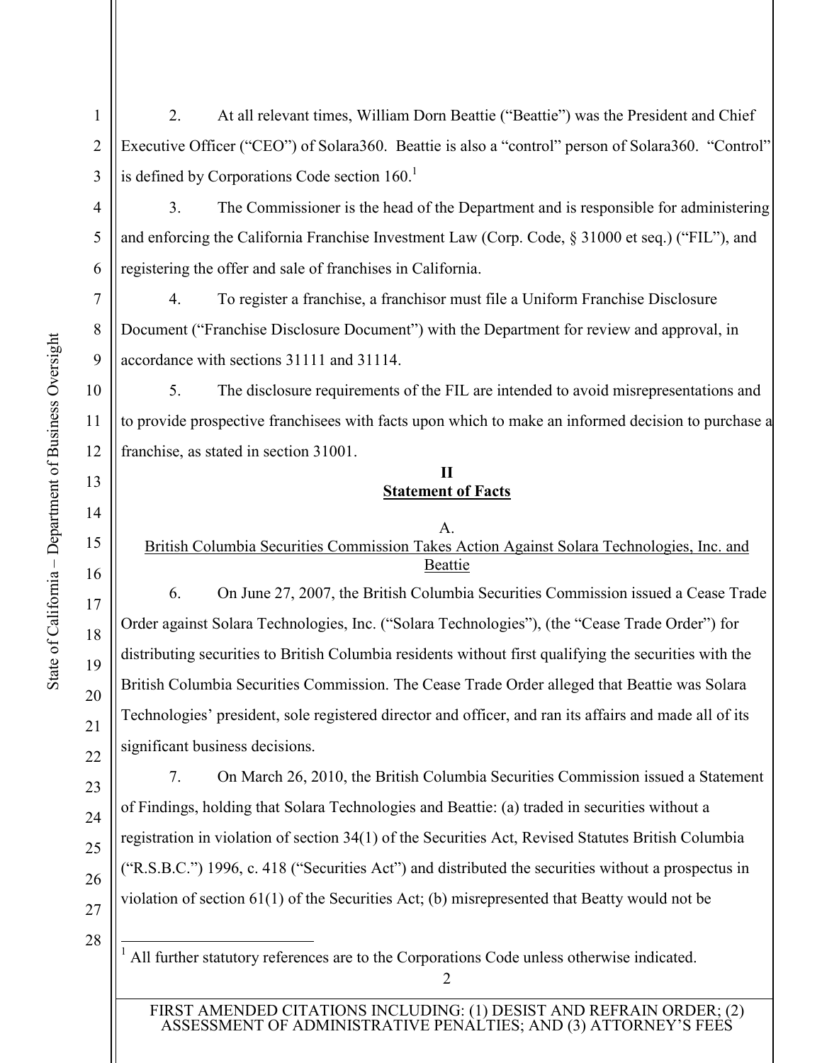2. At all relevant times, William Dorn Beattie ("Beattie") was the President and Chief Executive Officer ("CEO") of Solara360. Beattie is also a "control" person of Solara360. "Control" is defined by Corporations Code section 160.[1]

3. The Commissioner is the head of the Department and is responsible for administering and enforcing the California Franchise Investment Law (Corp. Code, § 31000 et seq.) ("FIL"), and registering the offer and sale of franchises in California.

4. To register a franchise, a franchisor must file a Uniform Franchise Disclosure Document ("Franchise Disclosure Document") with the Department for review and approval, in accordance with sections 31111 and 31114.

5. The disclosure requirements of the FIL are intended to avoid misrepresentations and to provide prospective franchisees with facts upon which to make an informed decision to purchase a franchise, as stated in section 31001.

## II
## Statement of Facts

### A.
### British Columbia Securities Commission Takes Action Against Solara Technologies, Inc. and Beattie

6. On June 27, 2007, the British Columbia Securities Commission issued a Cease Trade Order against Solara Technologies, Inc. ("Solara Technologies"), (the "Cease Trade Order") for distributing securities to British Columbia residents without first qualifying the securities with the British Columbia Securities Commission. The Cease Trade Order alleged that Beattie was Solara Technologies' president, sole registered director and officer, and ran its affairs and made all of its significant business decisions.

7. On March 26, 2010, the British Columbia Securities Commission issued a Statement of Findings, holding that Solara Technologies and Beattie: (a) traded in securities without a registration in violation of section 34(1) of the Securities Act, Revised Statutes British Columbia ("R.S.B.C.") 1996, c. 418 ("Securities Act") and distributed the securities without a prospectus in violation of section 61(1) of the Securities Act; (b) misrepresented that Beatty would not be

---

[1] All further statutory references are to the Corporations Code unless otherwise indicated.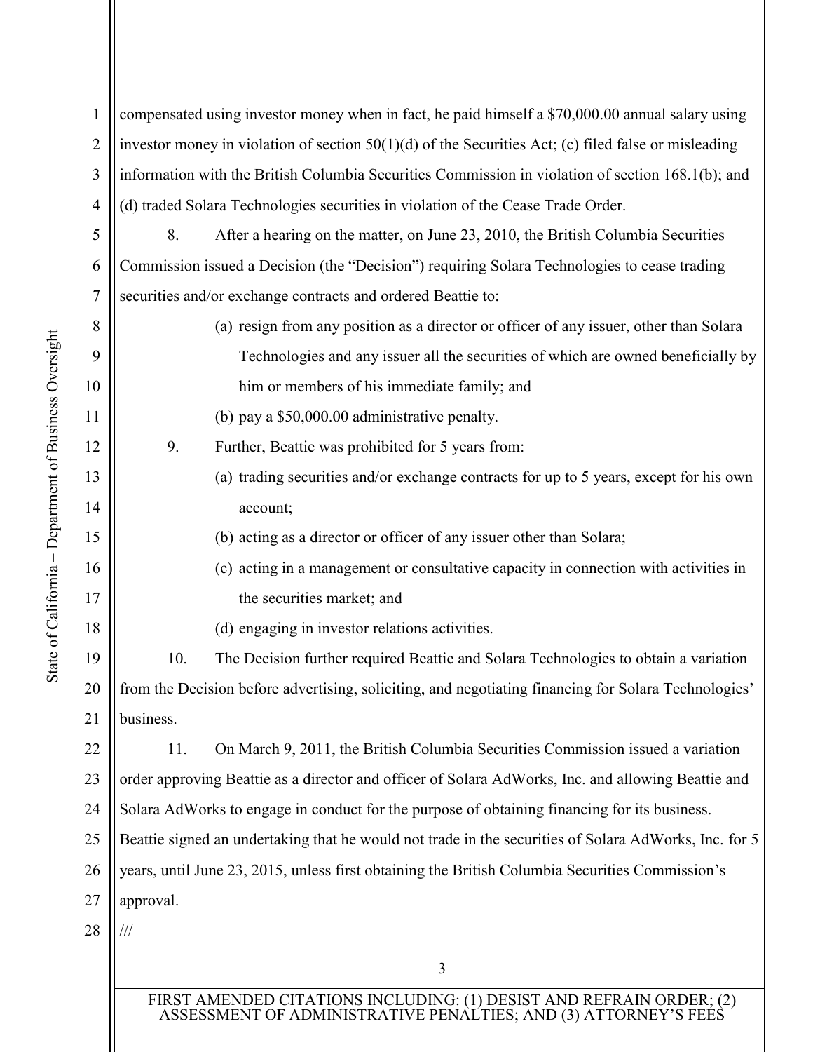compensated using investor money when in fact, he paid himself a $70,000.00 annual salary using investor money in violation of section 50(1)(d) of the Securities Act; (c) filed false or misleading information with the British Columbia Securities Commission in violation of section 168.1(b); and (d) traded Solara Technologies securities in violation of the Cease Trade Order.

8. After a hearing on the matter, on June 23, 2010, the British Columbia Securities Commission issued a Decision (the "Decision") requiring Solara Technologies to cease trading securities and/or exchange contracts and ordered Beattie to:

(a) resign from any position as a director or officer of any issuer, other than Solara Technologies and any issuer all the securities of which are owned beneficially by him or members of his immediate family; and

(b) pay a $50,000.00 administrative penalty.

9. Further, Beattie was prohibited for 5 years from:

(a) trading securities and/or exchange contracts for up to 5 years, except for his own account;

(b) acting as a director or officer of any issuer other than Solara;

(c) acting in a management or consultative capacity in connection with activities in the securities market; and

(d) engaging in investor relations activities.

10. The Decision further required Beattie and Solara Technologies to obtain a variation from the Decision before advertising, soliciting, and negotiating financing for Solara Technologies' business.

11. On March 9, 2011, the British Columbia Securities Commission issued a variation order approving Beattie as a director and officer of Solara AdWorks, Inc. and allowing Beattie and Solara AdWorks to engage in conduct for the purpose of obtaining financing for its business. Beattie signed an undertaking that he would not trade in the securities of Solara AdWorks, Inc. for 5 years, until June 23, 2015, unless first obtaining the British Columbia Securities Commission's approval.

///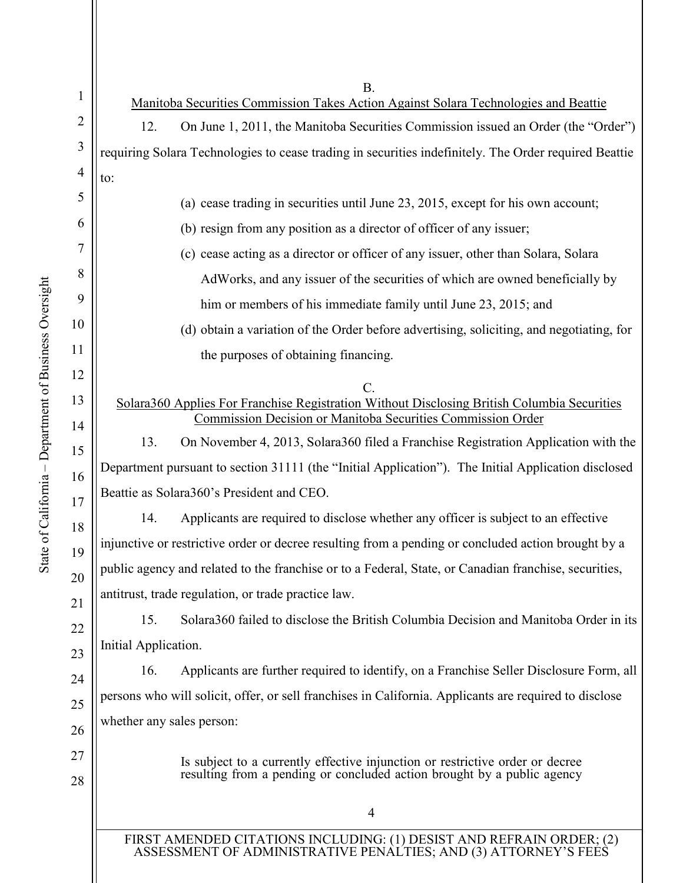B.

Manitoba Securities Commission Takes Action Against Solara Technologies and Beattie

12. On June 1, 2011, the Manitoba Securities Commission issued an Order (the "Order") requiring Solara Technologies to cease trading in securities indefinitely. The Order required Beattie to:

(a) cease trading in securities until June 23, 2015, except for his own account;

(b) resign from any position as a director of officer of any issuer;

(c) cease acting as a director or officer of any issuer, other than Solara, Solara AdWorks, and any issuer of the securities of which are owned beneficially by him or members of his immediate family until June 23, 2015; and

(d) obtain a variation of the Order before advertising, soliciting, and negotiating, for the purposes of obtaining financing.

C.

Solara360 Applies For Franchise Registration Without Disclosing British Columbia Securities Commission Decision or Manitoba Securities Commission Order

13. On November 4, 2013, Solara360 filed a Franchise Registration Application with the Department pursuant to section 31111 (the "Initial Application"). The Initial Application disclosed Beattie as Solara360's President and CEO.

14. Applicants are required to disclose whether any officer is subject to an effective injunctive or restrictive order or decree resulting from a pending or concluded action brought by a public agency and related to the franchise or to a Federal, State, or Canadian franchise, securities, antitrust, trade regulation, or trade practice law.

15. Solara360 failed to disclose the British Columbia Decision and Manitoba Order in its Initial Application.

16. Applicants are further required to identify, on a Franchise Seller Disclosure Form, all persons who will solicit, offer, or sell franchises in California. Applicants are required to disclose whether any sales person:

> Is subject to a currently effective injunction or restrictive order or decree resulting from a pending or concluded action brought by a public agency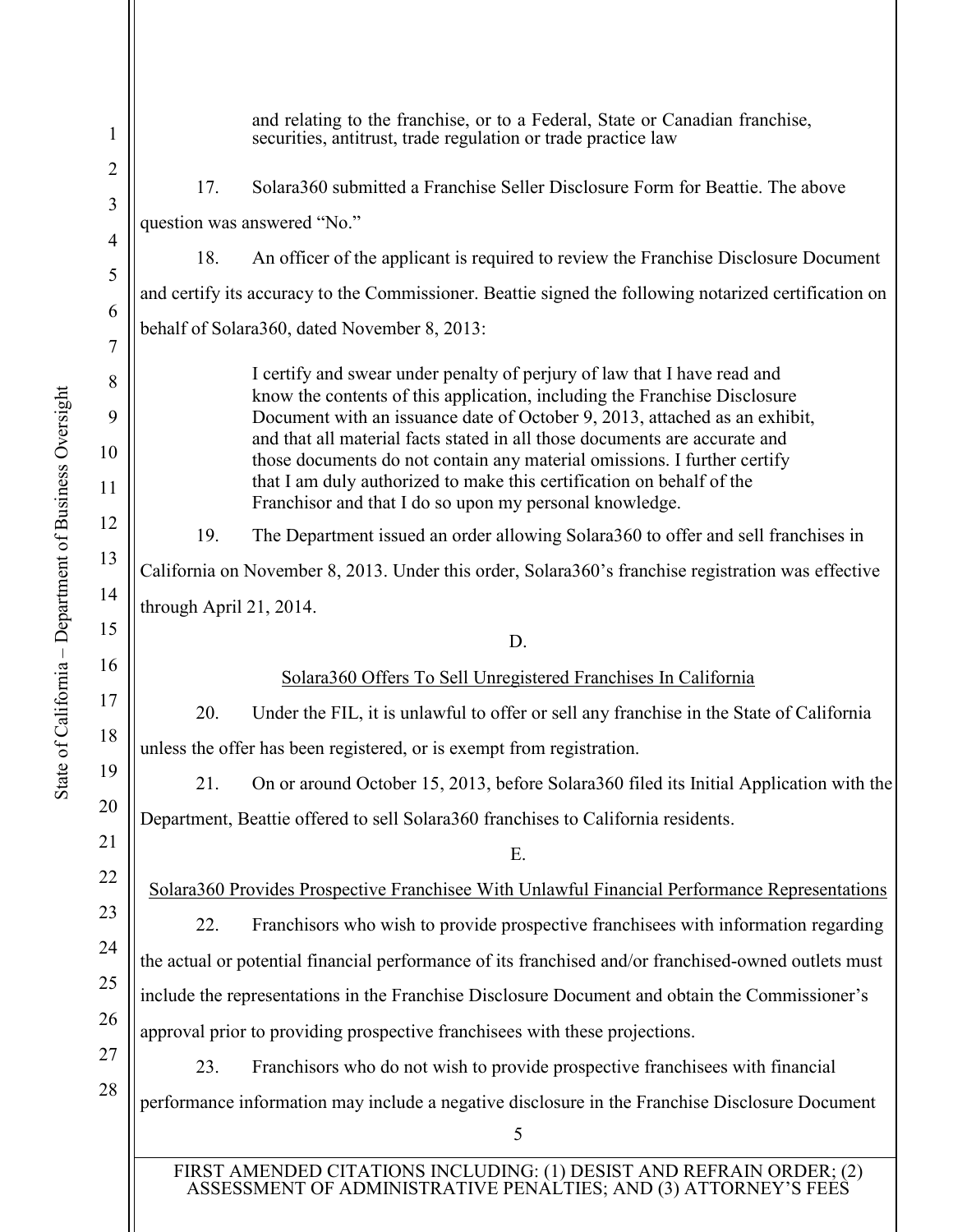and relating to the franchise, or to a Federal, State or Canadian franchise, securities, antitrust, trade regulation or trade practice law

17. Solara360 submitted a Franchise Seller Disclosure Form for Beattie. The above question was answered "No."

18. An officer of the applicant is required to review the Franchise Disclosure Document and certify its accuracy to the Commissioner. Beattie signed the following notarized certification on behalf of Solara360, dated November 8, 2013:

> I certify and swear under penalty of perjury of law that I have read and know the contents of this application, including the Franchise Disclosure Document with an issuance date of October 9, 2013, attached as an exhibit, and that all material facts stated in all those documents are accurate and those documents do not contain any material omissions. I further certify that I am duly authorized to make this certification on behalf of the Franchisor and that I do so upon my personal knowledge.

19. The Department issued an order allowing Solara360 to offer and sell franchises in California on November 8, 2013. Under this order, Solara360's franchise registration was effective through April 21, 2014.

D.

Solara360 Offers To Sell Unregistered Franchises In California

20. Under the FIL, it is unlawful to offer or sell any franchise in the State of California unless the offer has been registered, or is exempt from registration.

21. On or around October 15, 2013, before Solara360 filed its Initial Application with the Department, Beattie offered to sell Solara360 franchises to California residents.

E.

Solara360 Provides Prospective Franchisee With Unlawful Financial Performance Representations

22. Franchisors who wish to provide prospective franchisees with information regarding the actual or potential financial performance of its franchised and/or franchised-owned outlets must include the representations in the Franchise Disclosure Document and obtain the Commissioner's approval prior to providing prospective franchisees with these projections.

23. Franchisors who do not wish to provide prospective franchisees with financial performance information may include a negative disclosure in the Franchise Disclosure Document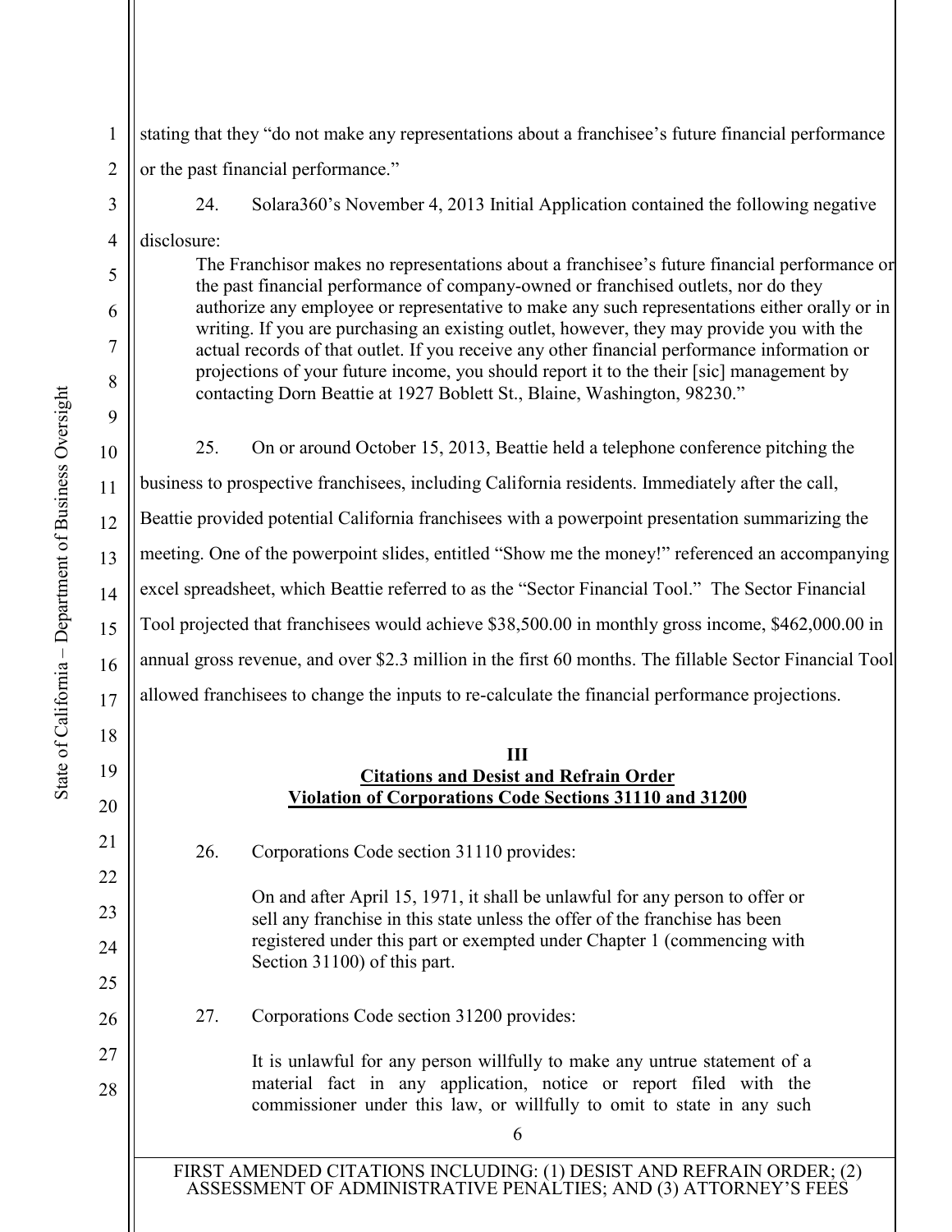stating that they "do not make any representations about a franchisee's future financial performance or the past financial performance."

24. Solara360's November 4, 2013 Initial Application contained the following negative disclosure:

> The Franchisor makes no representations about a franchisee's future financial performance or the past financial performance of company-owned or franchised outlets, nor do they authorize any employee or representative to make any such representations either orally or in writing. If you are purchasing an existing outlet, however, they may provide you with the actual records of that outlet. If you receive any other financial performance information or projections of your future income, you should report it to the their [sic] management by contacting Dorn Beattie at 1927 Boblett St., Blaine, Washington, 98230."

25. On or around October 15, 2013, Beattie held a telephone conference pitching the business to prospective franchisees, including California residents. Immediately after the call, Beattie provided potential California franchisees with a powerpoint presentation summarizing the meeting. One of the powerpoint slides, entitled "Show me the money!" referenced an accompanying excel spreadsheet, which Beattie referred to as the "Sector Financial Tool." The Sector Financial Tool projected that franchisees would achieve $38,500.00 in monthly gross income, $462,000.00 in annual gross revenue, and over $2.3 million in the first 60 months. The fillable Sector Financial Tool allowed franchisees to change the inputs to re-calculate the financial performance projections.

## III
## Citations and Desist and Refrain Order
## Violation of Corporations Code Sections 31110 and 31200

26. Corporations Code section 31110 provides:

> On and after April 15, 1971, it shall be unlawful for any person to offer or sell any franchise in this state unless the offer of the franchise has been registered under this part or exempted under Chapter 1 (commencing with Section 31100) of this part.

27. Corporations Code section 31200 provides:

> It is unlawful for any person willfully to make any untrue statement of a material fact in any application, notice or report filed with the commissioner under this law, or willfully to omit to state in any such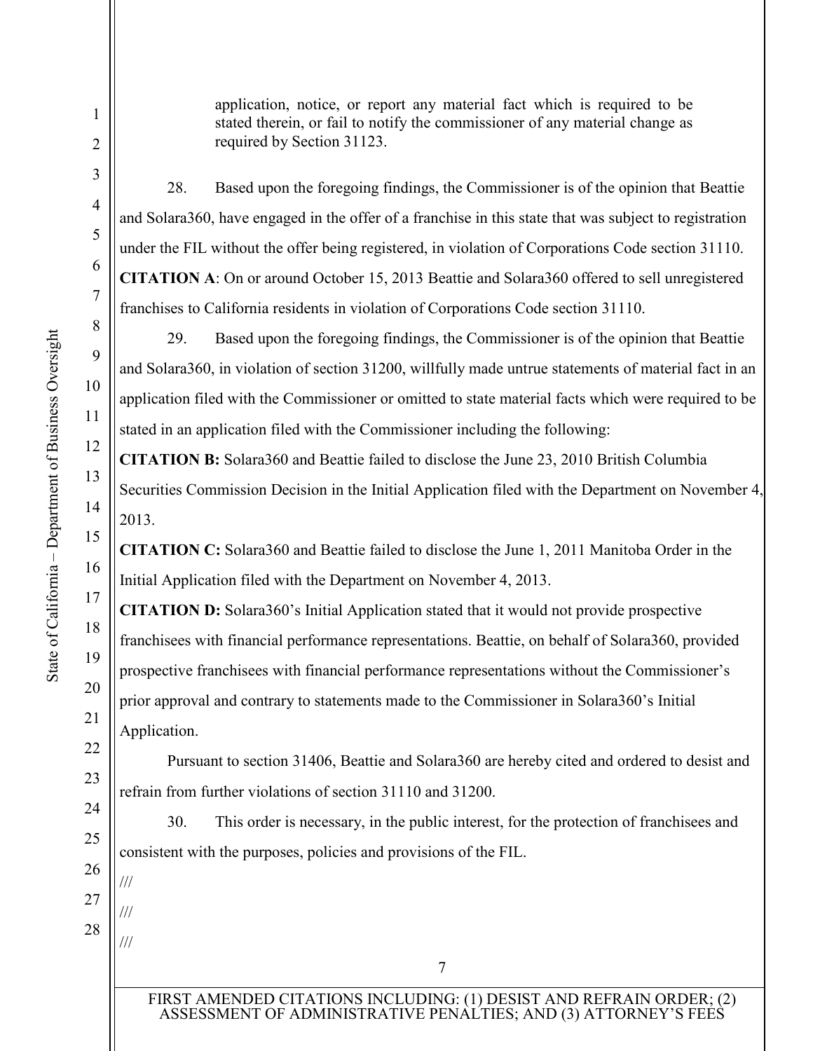application, notice, or report any material fact which is required to be stated therein, or fail to notify the commissioner of any material change as required by Section 31123.

28. Based upon the foregoing findings, the Commissioner is of the opinion that Beattie and Solara360, have engaged in the offer of a franchise in this state that was subject to registration under the FIL without the offer being registered, in violation of Corporations Code section 31110.

**CITATION A**: On or around October 15, 2013 Beattie and Solara360 offered to sell unregistered franchises to California residents in violation of Corporations Code section 31110.

29. Based upon the foregoing findings, the Commissioner is of the opinion that Beattie and Solara360, in violation of section 31200, willfully made untrue statements of material fact in an application filed with the Commissioner or omitted to state material facts which were required to be stated in an application filed with the Commissioner including the following:

**CITATION B:** Solara360 and Beattie failed to disclose the June 23, 2010 British Columbia Securities Commission Decision in the Initial Application filed with the Department on November 4, 2013.

**CITATION C:** Solara360 and Beattie failed to disclose the June 1, 2011 Manitoba Order in the Initial Application filed with the Department on November 4, 2013.

**CITATION D:** Solara360's Initial Application stated that it would not provide prospective franchisees with financial performance representations. Beattie, on behalf of Solara360, provided prospective franchisees with financial performance representations without the Commissioner's prior approval and contrary to statements made to the Commissioner in Solara360's Initial Application.

Pursuant to section 31406, Beattie and Solara360 are hereby cited and ordered to desist and refrain from further violations of section 31110 and 31200.

30. This order is necessary, in the public interest, for the protection of franchisees and consistent with the purposes, policies and provisions of the FIL.

///

///

///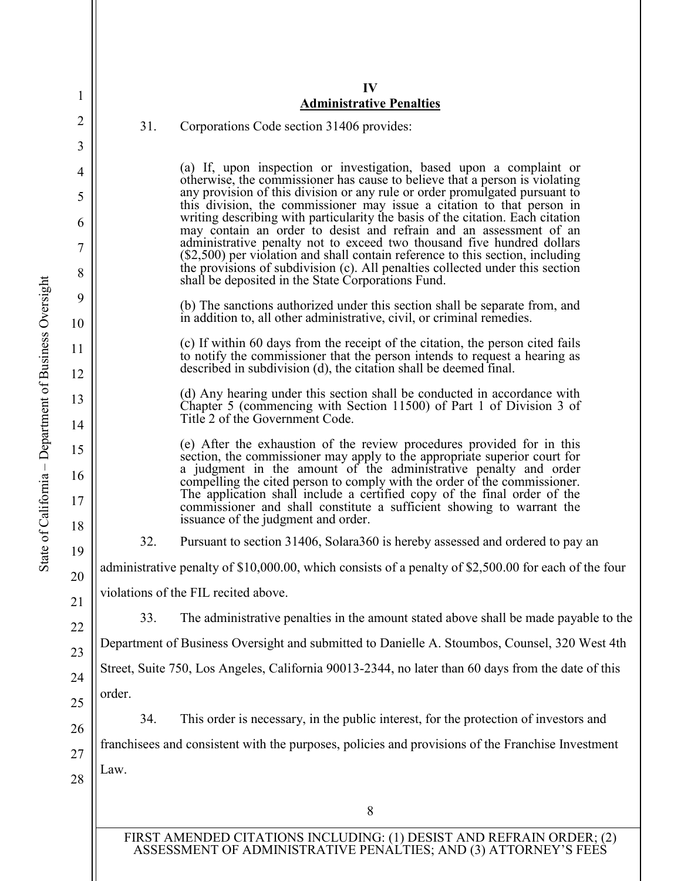## IV
## Administrative Penalties

31. Corporations Code section 31406 provides:

> (a) If, upon inspection or investigation, based upon a complaint or otherwise, the commissioner has cause to believe that a person is violating any provision of this division or any rule or order promulgated pursuant to this division, the commissioner may issue a citation to that person in writing describing with particularity the basis of the citation. Each citation may contain an order to desist and refrain and an assessment of an administrative penalty not to exceed two thousand five hundred dollars ($2,500) per violation and shall contain reference to this section, including the provisions of subdivision (c). All penalties collected under this section shall be deposited in the State Corporations Fund.
>
> (b) The sanctions authorized under this section shall be separate from, and in addition to, all other administrative, civil, or criminal remedies.
>
> (c) If within 60 days from the receipt of the citation, the person cited fails to notify the commissioner that the person intends to request a hearing as described in subdivision (d), the citation shall be deemed final.
>
> (d) Any hearing under this section shall be conducted in accordance with Chapter 5 (commencing with Section 11500) of Part 1 of Division 3 of Title 2 of the Government Code.
>
> (e) After the exhaustion of the review procedures provided for in this section, the commissioner may apply to the appropriate superior court for a judgment in the amount of the administrative penalty and order compelling the cited person to comply with the order of the commissioner. The application shall include a certified copy of the final order of the commissioner and shall constitute a sufficient showing to warrant the issuance of the judgment and order.

32. Pursuant to section 31406, Solara360 is hereby assessed and ordered to pay an administrative penalty of $10,000.00, which consists of a penalty of $2,500.00 for each of the four violations of the FIL recited above.

33. The administrative penalties in the amount stated above shall be made payable to the Department of Business Oversight and submitted to Danielle A. Stoumbos, Counsel, 320 West 4th Street, Suite 750, Los Angeles, California 90013-2344, no later than 60 days from the date of this order.

34. This order is necessary, in the public interest, for the protection of investors and franchisees and consistent with the purposes, policies and provisions of the Franchise Investment Law.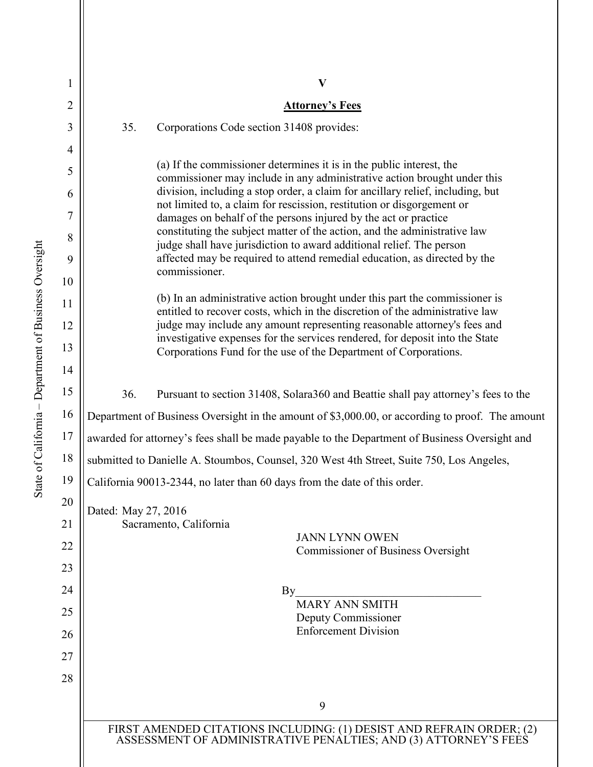## V

## Attorney's Fees

35. Corporations Code section 31408 provides:

> (a) If the commissioner determines it is in the public interest, the commissioner may include in any administrative action brought under this division, including a stop order, a claim for ancillary relief, including, but not limited to, a claim for rescission, restitution or disgorgement or damages on behalf of the persons injured by the act or practice constituting the subject matter of the action, and the administrative law judge shall have jurisdiction to award additional relief. The person affected may be required to attend remedial education, as directed by the commissioner.
>
> (b) In an administrative action brought under this part the commissioner is entitled to recover costs, which in the discretion of the administrative law judge may include any amount representing reasonable attorney's fees and investigative expenses for the services rendered, for deposit into the State Corporations Fund for the use of the Department of Corporations.

36. Pursuant to section 31408, Solara360 and Beattie shall pay attorney's fees to the Department of Business Oversight in the amount of $3,000.00, or according to proof. The amount awarded for attorney's fees shall be made payable to the Department of Business Oversight and submitted to Danielle A. Stoumbos, Counsel, 320 West 4th Street, Suite 750, Los Angeles, California 90013-2344, no later than 60 days from the date of this order.

Dated: May 27, 2016
Sacramento, California

JANN LYNN OWEN
Commissioner of Business Oversight

By_______________________________
MARY ANN SMITH
Deputy Commissioner
Enforcement Division